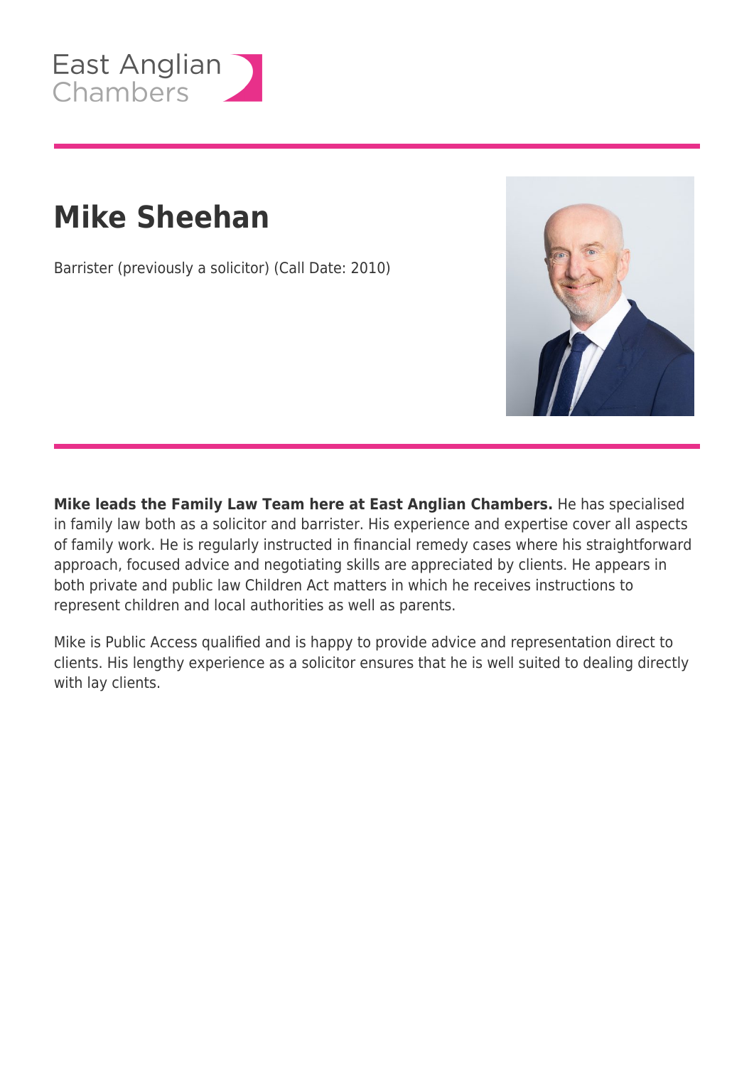East Anglian Chambers

# Mike Sheehan

Barrister (previously a solicitor) (Call Date: 2010)

**Mike leads the Family Law Team here at East Anglian Chambers.** He has specialised in family law both as a solicitor and barrister. His experience and expertise cover all aspects of family work. He is regularly instructed in financial remedy cases where his straightforward approach, focused advice and negotiating skills are appreciated by clients. He appears in both private and public law Children Act matters in which he receives instructions to represent children and local authorities as well as parents.

Mike is Public Access qualified and is happy to provide advice and representation direct to clients. His lengthy experience as a solicitor ensures that he is well suited to dealing directly with lay clients.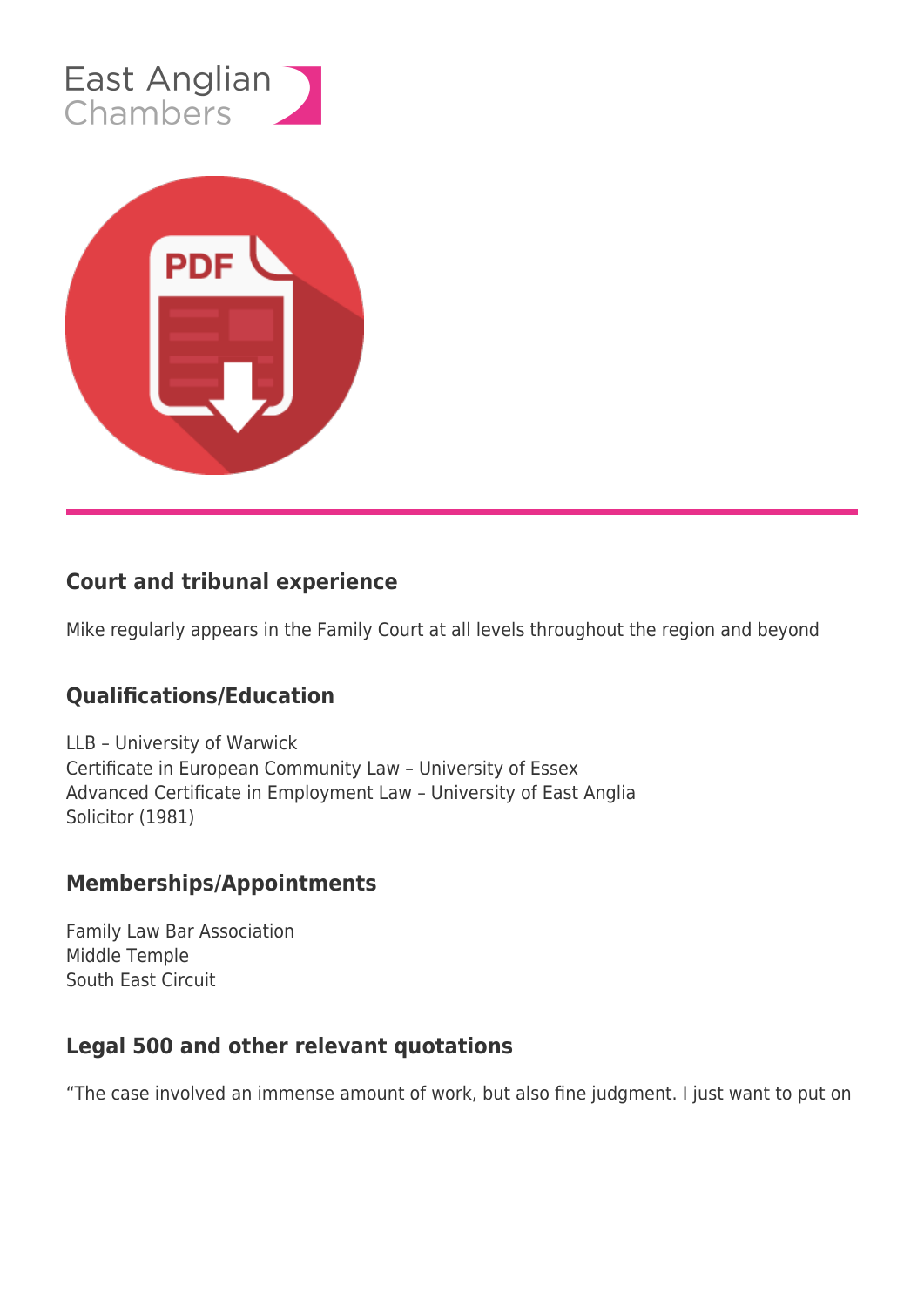## Court and tribunal experience

Mike regularly appears in the Family Court at all levels throughout the region and beyond

## Qualifications/Education

LLB – University of Warwick
Certificate in European Community Law – University of Essex
Advanced Certificate in Employment Law – University of East Anglia
Solicitor (1981)

## Memberships/Appointments

Family Law Bar Association
Middle Temple
South East Circuit

## Legal 500 and other relevant quotations

"The case involved an immense amount of work, but also fine judgment. I just want to put on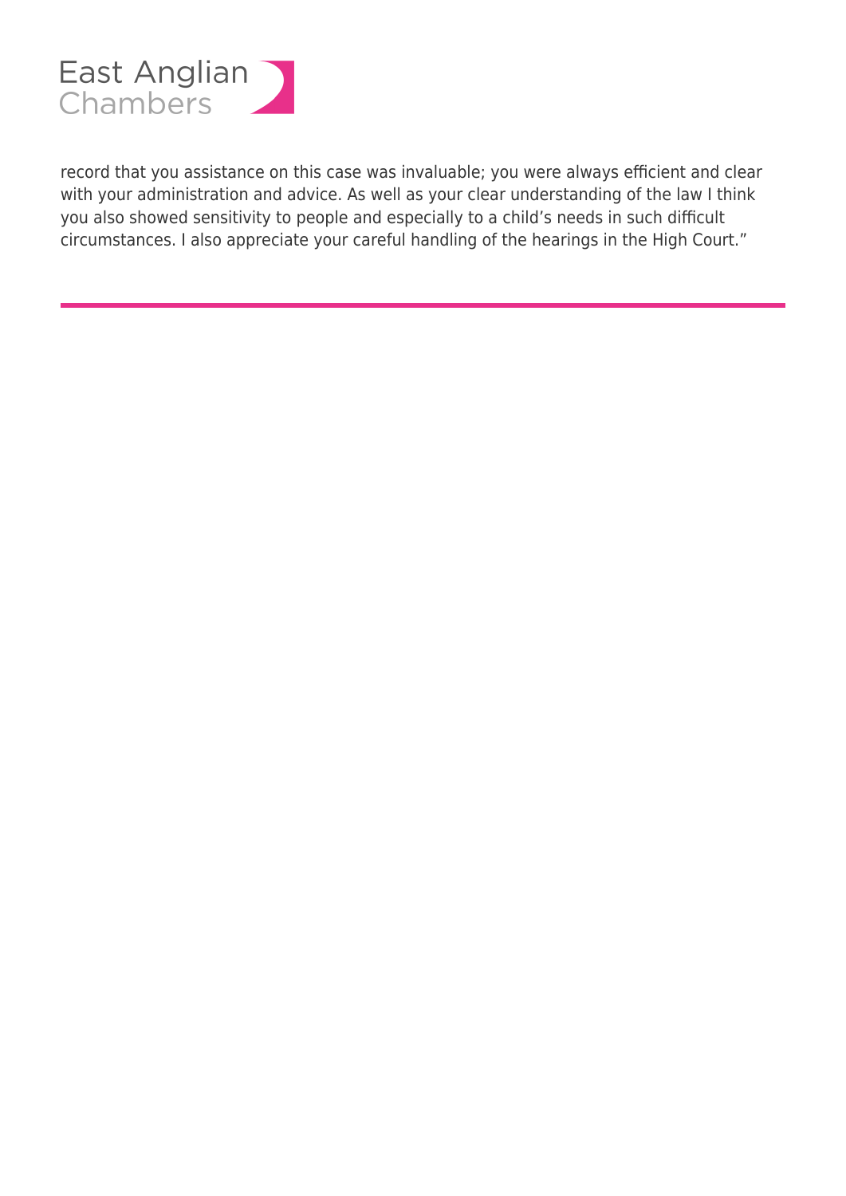record that you assistance on this case was invaluable; you were always efficient and clear with your administration and advice. As well as your clear understanding of the law I think you also showed sensitivity to people and especially to a child's needs in such difficult circumstances. I also appreciate your careful handling of the hearings in the High Court."